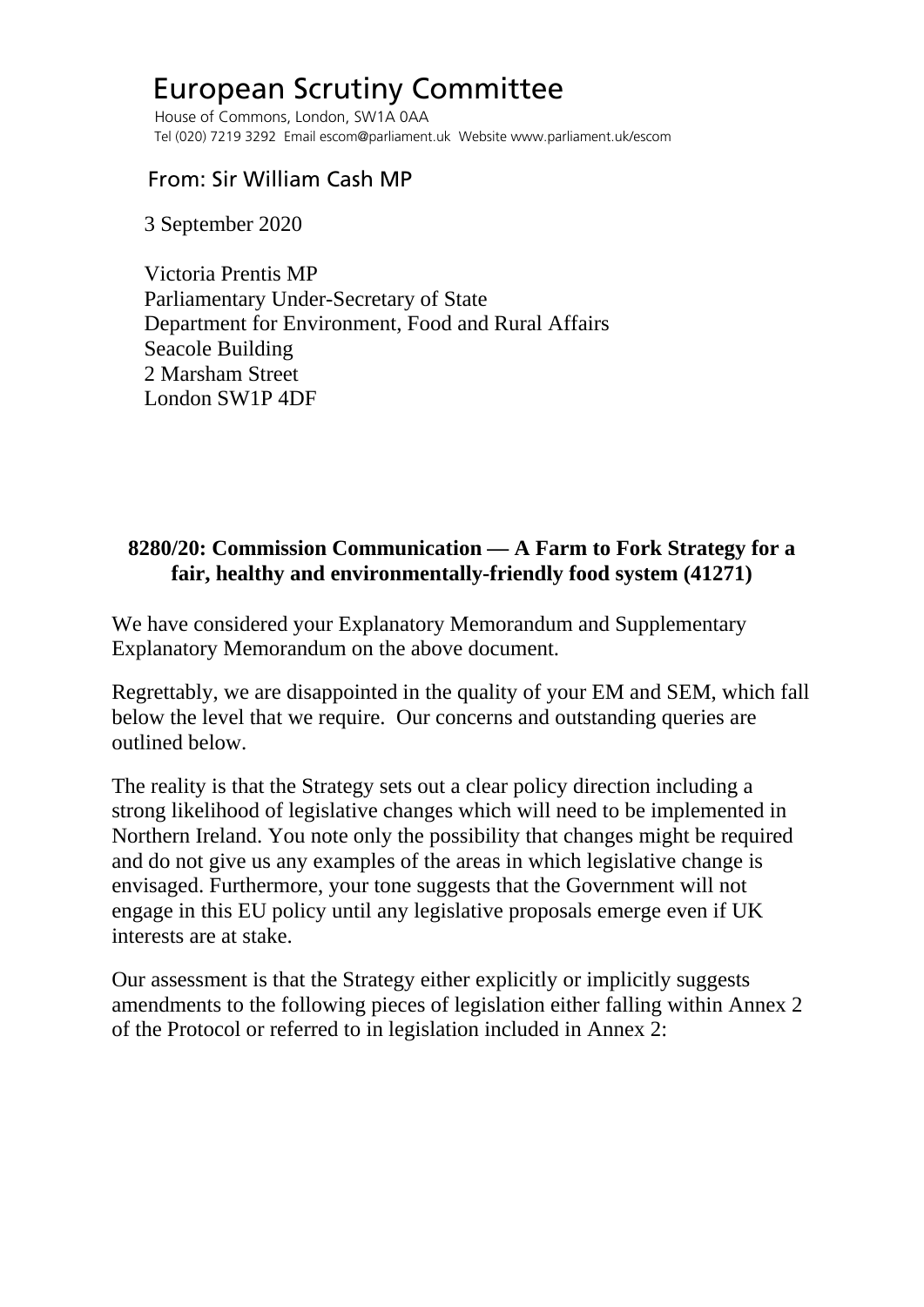# European Scrutiny Committee

House of Commons, London, SW1A 0AA
Tel (020) 7219 3292 Email escom@parliament.uk Website www.parliament.uk/escom

## From: Sir William Cash MP

3 September 2020

Victoria Prentis MP
Parliamentary Under-Secretary of State
Department for Environment, Food and Rural Affairs
Seacole Building
2 Marsham Street
London SW1P 4DF

**8280/20: Commission Communication — A Farm to Fork Strategy for a fair, healthy and environmentally-friendly food system (41271)**

We have considered your Explanatory Memorandum and Supplementary Explanatory Memorandum on the above document.

Regrettably, we are disappointed in the quality of your EM and SEM, which fall below the level that we require. Our concerns and outstanding queries are outlined below.

The reality is that the Strategy sets out a clear policy direction including a strong likelihood of legislative changes which will need to be implemented in Northern Ireland. You note only the possibility that changes might be required and do not give us any examples of the areas in which legislative change is envisaged. Furthermore, your tone suggests that the Government will not engage in this EU policy until any legislative proposals emerge even if UK interests are at stake.

Our assessment is that the Strategy either explicitly or implicitly suggests amendments to the following pieces of legislation either falling within Annex 2 of the Protocol or referred to in legislation included in Annex 2: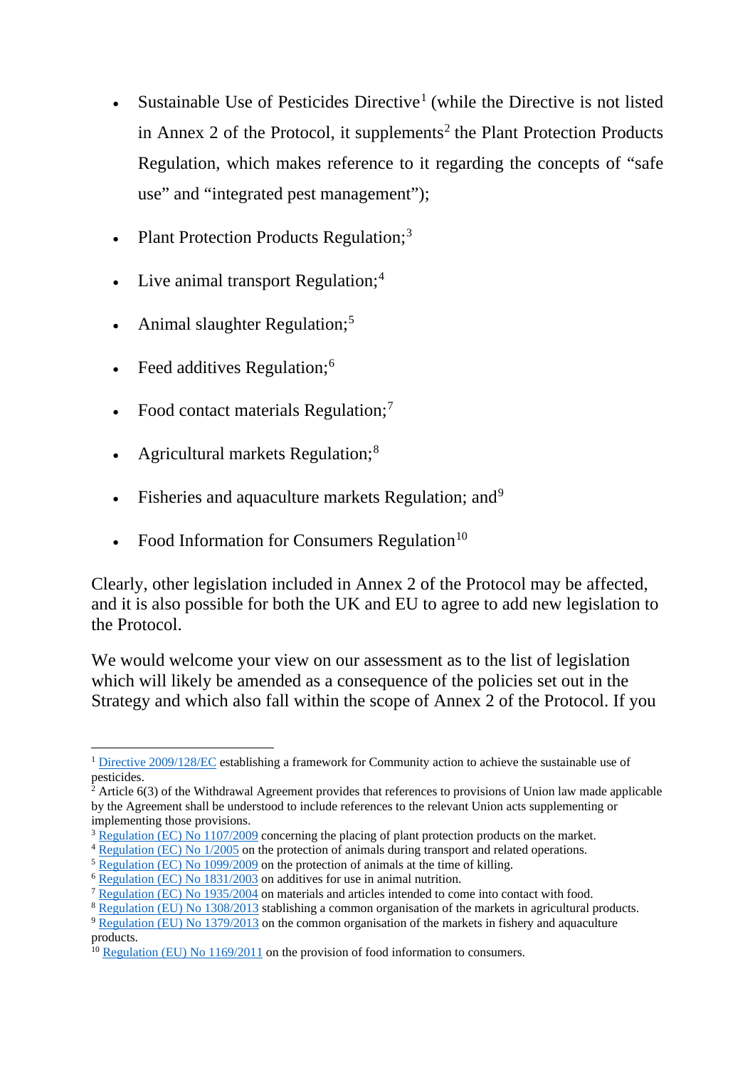- Sustainable Use of Pesticides Directive[1] (while the Directive is not listed in Annex 2 of the Protocol, it supplements[2] the Plant Protection Products Regulation, which makes reference to it regarding the concepts of "safe use" and "integrated pest management");
- Plant Protection Products Regulation;[3]
- Live animal transport Regulation;[4]
- Animal slaughter Regulation;[5]
- Feed additives Regulation;[6]
- Food contact materials Regulation;[7]
- Agricultural markets Regulation;[8]
- Fisheries and aquaculture markets Regulation; and[9]
- Food Information for Consumers Regulation[10]

Clearly, other legislation included in Annex 2 of the Protocol may be affected, and it is also possible for both the UK and EU to agree to add new legislation to the Protocol.

We would welcome your view on our assessment as to the list of legislation which will likely be amended as a consequence of the policies set out in the Strategy and which also fall within the scope of Annex 2 of the Protocol. If you

---

[1] Directive 2009/128/EC establishing a framework for Community action to achieve the sustainable use of pesticides.

[2] Article 6(3) of the Withdrawal Agreement provides that references to provisions of Union law made applicable by the Agreement shall be understood to include references to the relevant Union acts supplementing or implementing those provisions.

[3] Regulation (EC) No 1107/2009 concerning the placing of plant protection products on the market.

[4] Regulation (EC) No 1/2005 on the protection of animals during transport and related operations.

[5] Regulation (EC) No 1099/2009 on the protection of animals at the time of killing.

[6] Regulation (EC) No 1831/2003 on additives for use in animal nutrition.

[7] Regulation (EC) No 1935/2004 on materials and articles intended to come into contact with food.

[8] Regulation (EU) No 1308/2013 stablishing a common organisation of the markets in agricultural products.

[9] Regulation (EU) No 1379/2013 on the common organisation of the markets in fishery and aquaculture products.

[10] Regulation (EU) No 1169/2011 on the provision of food information to consumers.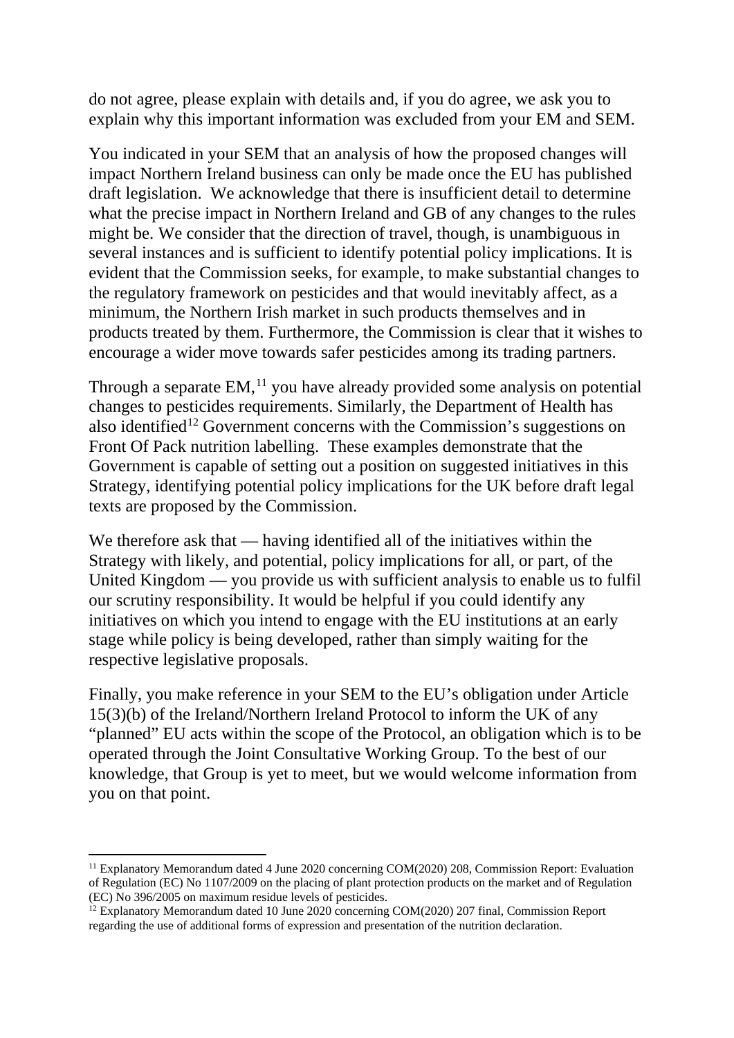do not agree, please explain with details and, if you do agree, we ask you to explain why this important information was excluded from your EM and SEM.

You indicated in your SEM that an analysis of how the proposed changes will impact Northern Ireland business can only be made once the EU has published draft legislation. We acknowledge that there is insufficient detail to determine what the precise impact in Northern Ireland and GB of any changes to the rules might be. We consider that the direction of travel, though, is unambiguous in several instances and is sufficient to identify potential policy implications. It is evident that the Commission seeks, for example, to make substantial changes to the regulatory framework on pesticides and that would inevitably affect, as a minimum, the Northern Irish market in such products themselves and in products treated by them. Furthermore, the Commission is clear that it wishes to encourage a wider move towards safer pesticides among its trading partners.

Through a separate EM,[11] you have already provided some analysis on potential changes to pesticides requirements. Similarly, the Department of Health has also identified[12] Government concerns with the Commission's suggestions on Front Of Pack nutrition labelling. These examples demonstrate that the Government is capable of setting out a position on suggested initiatives in this Strategy, identifying potential policy implications for the UK before draft legal texts are proposed by the Commission.

We therefore ask that — having identified all of the initiatives within the Strategy with likely, and potential, policy implications for all, or part, of the United Kingdom — you provide us with sufficient analysis to enable us to fulfil our scrutiny responsibility. It would be helpful if you could identify any initiatives on which you intend to engage with the EU institutions at an early stage while policy is being developed, rather than simply waiting for the respective legislative proposals.

Finally, you make reference in your SEM to the EU's obligation under Article 15(3)(b) of the Ireland/Northern Ireland Protocol to inform the UK of any "planned" EU acts within the scope of the Protocol, an obligation which is to be operated through the Joint Consultative Working Group. To the best of our knowledge, that Group is yet to meet, but we would welcome information from you on that point.

---

[11] Explanatory Memorandum dated 4 June 2020 concerning COM(2020) 208, Commission Report: Evaluation of Regulation (EC) No 1107/2009 on the placing of plant protection products on the market and of Regulation (EC) No 396/2005 on maximum residue levels of pesticides.

[12] Explanatory Memorandum dated 10 June 2020 concerning COM(2020) 207 final, Commission Report regarding the use of additional forms of expression and presentation of the nutrition declaration.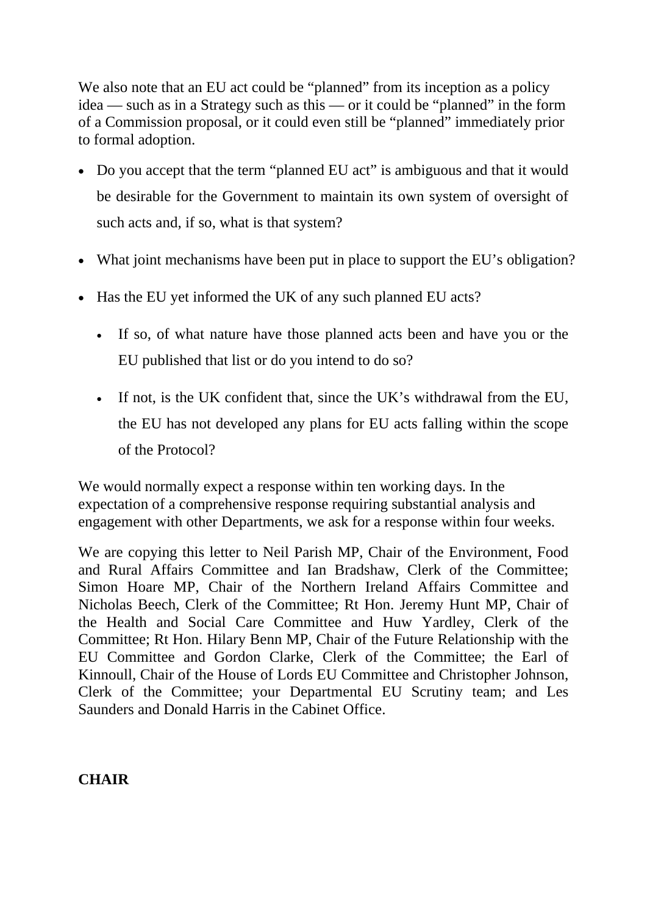We also note that an EU act could be "planned" from its inception as a policy idea — such as in a Strategy such as this — or it could be "planned" in the form of a Commission proposal, or it could even still be "planned" immediately prior to formal adoption.

- Do you accept that the term "planned EU act" is ambiguous and that it would be desirable for the Government to maintain its own system of oversight of such acts and, if so, what is that system?
- What joint mechanisms have been put in place to support the EU's obligation?
- Has the EU yet informed the UK of any such planned EU acts?
    - If so, of what nature have those planned acts been and have you or the EU published that list or do you intend to do so?
    - If not, is the UK confident that, since the UK's withdrawal from the EU, the EU has not developed any plans for EU acts falling within the scope of the Protocol?

We would normally expect a response within ten working days. In the expectation of a comprehensive response requiring substantial analysis and engagement with other Departments, we ask for a response within four weeks.

We are copying this letter to Neil Parish MP, Chair of the Environment, Food and Rural Affairs Committee and Ian Bradshaw, Clerk of the Committee; Simon Hoare MP, Chair of the Northern Ireland Affairs Committee and Nicholas Beech, Clerk of the Committee; Rt Hon. Jeremy Hunt MP, Chair of the Health and Social Care Committee and Huw Yardley, Clerk of the Committee; Rt Hon. Hilary Benn MP, Chair of the Future Relationship with the EU Committee and Gordon Clarke, Clerk of the Committee; the Earl of Kinnoull, Chair of the House of Lords EU Committee and Christopher Johnson, Clerk of the Committee; your Departmental EU Scrutiny team; and Les Saunders and Donald Harris in the Cabinet Office.

**CHAIR**